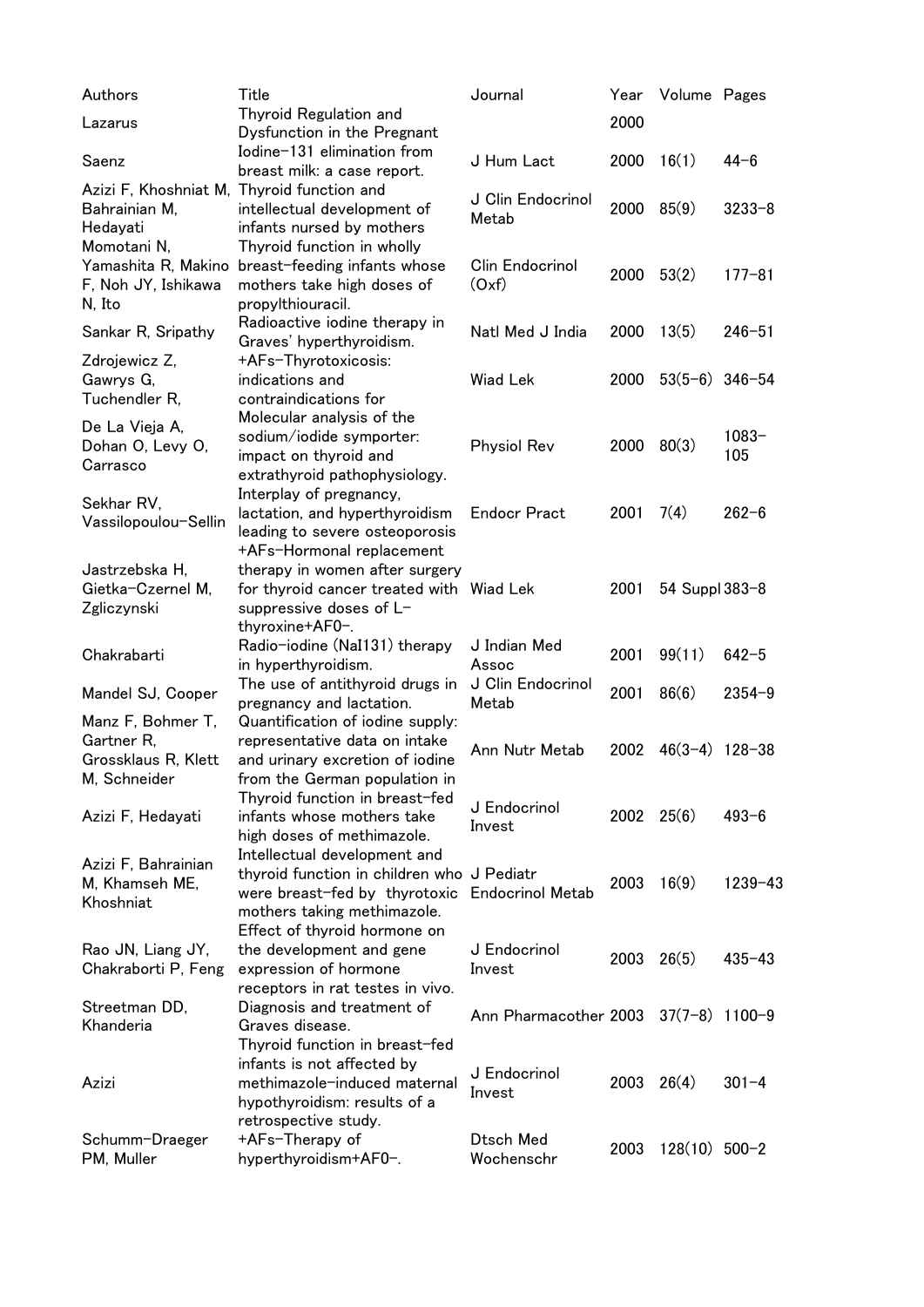| Authors | Title | Journal | Year | Volume | Pages |
|---|---|---|---|---|---|
| Lazarus | Thyroid Regulation and Dysfunction in the Pregnant | | 2000 | | |
| Saenz | Iodine-131 elimination from breast milk: a case report. | J Hum Lact | 2000 | 16(1) | 44-6 |
| Azizi F, Khoshniat M, Bahrainian M, Hedayati | Thyroid function and intellectual development of infants nursed by mothers | J Clin Endocrinol Metab | 2000 | 85(9) | 3233-8 |
| Momotani N, Yamashita R, Makino F, Noh JY, Ishikawa N, Ito | Thyroid function in wholly breast-feeding infants whose mothers take high doses of propylthiouracil. | Clin Endocrinol (Oxf) | 2000 | 53(2) | 177-81 |
| Sankar R, Sripathy | Radioactive iodine therapy in Graves' hyperthyroidism. | Natl Med J India | 2000 | 13(5) | 246-51 |
| Zdrojewicz Z, Gawrys G, Tuchendler R, | +AFs-Thyrotoxicosis: indications and contraindications for | Wiad Lek | 2000 | 53(5-6) | 346-54 |
| De La Vieja A, Dohan O, Levy O, Carrasco | Molecular analysis of the sodium/iodide symporter: impact on thyroid and extrathyroid pathophysiology. | Physiol Rev | 2000 | 80(3) | 1083-105 |
| Sekhar RV, Vassilopoulou-Sellin | Interplay of pregnancy, lactation, and hyperthyroidism leading to severe osteoporosis | Endocr Pract | 2001 | 7(4) | 262-6 |
| Jastrzebska H, Gietka-Czernel M, Zgliczynski | +AFs-Hormonal replacement therapy in women after surgery for thyroid cancer treated with suppressive doses of L-thyroxine+AF0-. | Wiad Lek | 2001 | 54 Suppl | 383-8 |
| Chakrabarti | Radio-iodine (NaI131) therapy in hyperthyroidism. | J Indian Med Assoc | 2001 | 99(11) | 642-5 |
| Mandel SJ, Cooper | The use of antithyroid drugs in pregnancy and lactation. | J Clin Endocrinol Metab | 2001 | 86(6) | 2354-9 |
| Manz F, Bohmer T, Gartner R, Grossklaus R, Klett M, Schneider | Quantification of iodine supply: representative data on intake and urinary excretion of iodine from the German population in | Ann Nutr Metab | 2002 | 46(3-4) | 128-38 |
| Azizi F, Hedayati | Thyroid function in breast-fed infants whose mothers take high doses of methimazole. | J Endocrinol Invest | 2002 | 25(6) | 493-6 |
| Azizi F, Bahrainian M, Khamseh ME, Khoshniat | Intellectual development and thyroid function in children who were breast-fed by thyrotoxic mothers taking methimazole. | J Pediatr Endocrinol Metab | 2003 | 16(9) | 1239-43 |
| Rao JN, Liang JY, Chakraborti P, Feng | Effect of thyroid hormone on the development and gene expression of hormone receptors in rat testes in vivo. | J Endocrinol Invest | 2003 | 26(5) | 435-43 |
| Streetman DD, Khanderia | Diagnosis and treatment of Graves disease. | Ann Pharmacother | 2003 | 37(7-8) | 1100-9 |
| Azizi | Thyroid function in breast-fed infants is not affected by methimazole-induced maternal hypothyroidism: results of a retrospective study. | J Endocrinol Invest | 2003 | 26(4) | 301-4 |
| Schumm-Draeger PM, Muller | +AFs-Therapy of hyperthyroidism+AF0-. | Dtsch Med Wochenschr | 2003 | 128(10) | 500-2 |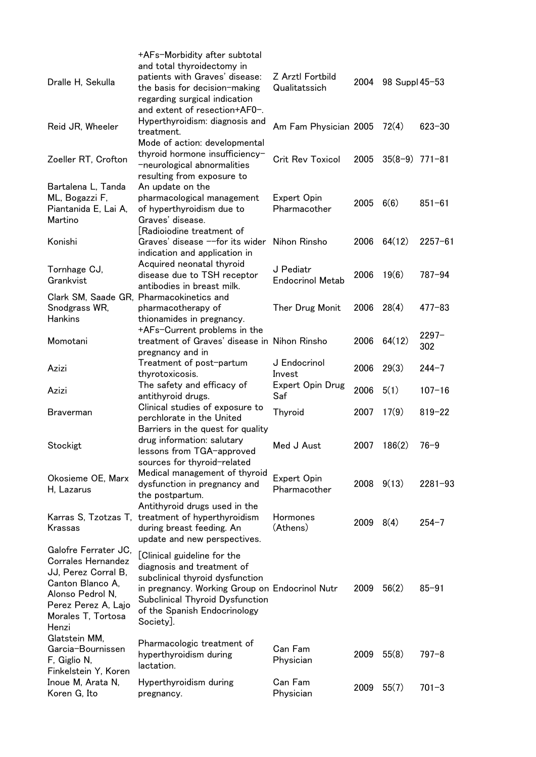| | | | | | |
|---|---|---|---|---|---|
| Dralle H, Sekulla | +AFs-Morbidity after subtotal and total thyroidectomy in patients with Graves' disease: the basis for decision-making regarding surgical indication and extent of resection+AF0-. | Z Arztl Fortbild Qualitatssich | 2004 | 98 Suppl | 45-53 |
| Reid JR, Wheeler | Hyperthyroidism: diagnosis and treatment. | Am Fam Physician | 2005 | 72(4) | 623-30 |
| Zoeller RT, Crofton | Mode of action: developmental thyroid hormone insufficiency--neurological abnormalities resulting from exposure to | Crit Rev Toxicol | 2005 | 35(8-9) | 771-81 |
| Bartalena L, Tanda ML, Bogazzi F, Piantanida E, Lai A, Martino | An update on the pharmacological management of hyperthyroidism due to Graves' disease. | Expert Opin Pharmacother | 2005 | 6(6) | 851-61 |
| Konishi | [Radioiodine treatment of Graves' disease --for its wider indication and application in | Nihon Rinsho | 2006 | 64(12) | 2257-61 |
| Tornhage CJ, Grankvist | Acquired neonatal thyroid disease due to TSH receptor antibodies in breast milk. | J Pediatr Endocrinol Metab | 2006 | 19(6) | 787-94 |
| Clark SM, Saade GR, Snodgrass WR, Hankins | Pharmacokinetics and pharmacotherapy of thionamides in pregnancy. | Ther Drug Monit | 2006 | 28(4) | 477-83 |
| Momotani | +AFs-Current problems in the treatment of Graves' disease in pregnancy and in | Nihon Rinsho | 2006 | 64(12) | 2297-302 |
| Azizi | Treatment of post-partum thyrotoxicosis. | J Endocrinol Invest | 2006 | 29(3) | 244-7 |
| Azizi | The safety and efficacy of antithyroid drugs. | Expert Opin Drug Saf | 2006 | 5(1) | 107-16 |
| Braverman | Clinical studies of exposure to perchlorate in the United | Thyroid | 2007 | 17(9) | 819-22 |
| Stockigt | Barriers in the quest for quality drug information: salutary lessons from TGA-approved sources for thyroid-related | Med J Aust | 2007 | 186(2) | 76-9 |
| Okosieme OE, Marx H, Lazarus | Medical management of thyroid dysfunction in pregnancy and the postpartum. | Expert Opin Pharmacother | 2008 | 9(13) | 2281-93 |
| Karras S, Tzotzas T, Krassas | Antithyroid drugs used in the treatment of hyperthyroidism during breast feeding. An update and new perspectives. | Hormones (Athens) | 2009 | 8(4) | 254-7 |
| Galofre Ferrater JC, Corrales Hernandez JJ, Perez Corral B, Canton Blanco A, Alonso Pedrol N, Perez Perez A, Lajo Morales T, Tortosa Henzi | [Clinical guideline for the diagnosis and treatment of subclinical thyroid dysfunction in pregnancy. Working Group on Subclinical Thyroid Dysfunction of the Spanish Endocrinology Society]. | Endocrinol Nutr | 2009 | 56(2) | 85-91 |
| Glatstein MM, Garcia-Bournissen F, Giglio N, Finkelstein Y, Koren | Pharmacologic treatment of hyperthyroidism during lactation. | Can Fam Physician | 2009 | 55(8) | 797-8 |
| Inoue M, Arata N, Koren G, Ito | Hyperthyroidism during pregnancy. | Can Fam Physician | 2009 | 55(7) | 701-3 |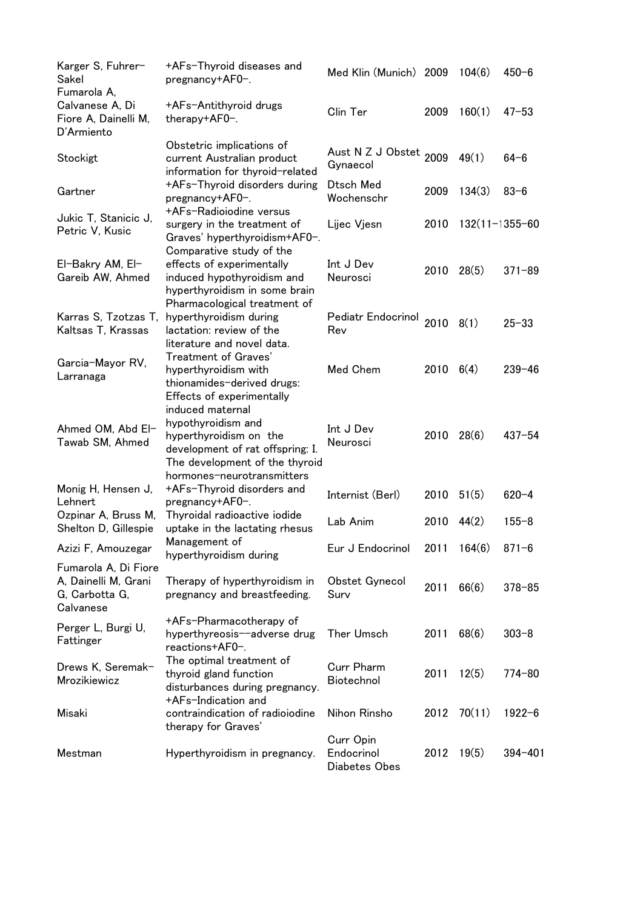| | | | | | |
|---|---|---|---|---|---|
| Karger S, Fuhrer-Sakel | +AFs-Thyroid diseases and pregnancy+AF0-. | Med Klin (Munich) | 2009 | 104(6) | 450-6 |
| Fumarola A, Calvanese A, Di Fiore A, Dainelli M, D'Armiento | +AFs-Antithyroid drugs therapy+AF0-. | Clin Ter | 2009 | 160(1) | 47-53 |
| Stockigt | Obstetric implications of current Australian product information for thyroid-related | Aust N Z J Obstet Gynaecol | 2009 | 49(1) | 64-6 |
| Gartner | +AFs-Thyroid disorders during pregnancy+AF0-. | Dtsch Med Wochenschr | 2009 | 134(3) | 83-6 |
| Jukic T, Stanicic J, Petric V, Kusic | +AFs-Radioiodine versus surgery in the treatment of Graves' hyperthyroidism+AF0-. | Lijec Vjesn | 2010 | 132(11-1 | 355-60 |
| El-Bakry AM, El-Gareib AW, Ahmed | Comparative study of the effects of experimentally induced hypothyroidism and hyperthyroidism in some brain | Int J Dev Neurosci | 2010 | 28(5) | 371-89 |
| Karras S, Tzotzas T, Kaltsas T, Krassas | Pharmacological treatment of hyperthyroidism during lactation: review of the literature and novel data. | Pediatr Endocrinol Rev | 2010 | 8(1) | 25-33 |
| Garcia-Mayor RV, Larranaga | Treatment of Graves' hyperthyroidism with thionamides-derived drugs: | Med Chem | 2010 | 6(4) | 239-46 |
| Ahmed OM, Abd El-Tawab SM, Ahmed | Effects of experimentally induced maternal hypothyroidism and hyperthyroidism on the development of rat offspring: I. The development of the thyroid hormones-neurotransmitters | Int J Dev Neurosci | 2010 | 28(6) | 437-54 |
| Monig H, Hensen J, Lehnert | +AFs-Thyroid disorders and pregnancy+AF0-. | Internist (Berl) | 2010 | 51(5) | 620-4 |
| Ozpinar A, Bruss M, Shelton D, Gillespie | Thyroidal radioactive iodide uptake in the lactating rhesus | Lab Anim | 2010 | 44(2) | 155-8 |
| Azizi F, Amouzegar | Management of hyperthyroidism during | Eur J Endocrinol | 2011 | 164(6) | 871-6 |
| Fumarola A, Di Fiore A, Dainelli M, Grani G, Carbotta G, Calvanese | Therapy of hyperthyroidism in pregnancy and breastfeeding. | Obstet Gynecol Surv | 2011 | 66(6) | 378-85 |
| Perger L, Burgi U, Fattinger | +AFs-Pharmacotherapy of hyperthyreosis--adverse drug reactions+AF0-. | Ther Umsch | 2011 | 68(6) | 303-8 |
| Drews K, Seremak-Mrozikiewicz | The optimal treatment of thyroid gland function disturbances during pregnancy. | Curr Pharm Biotechnol | 2011 | 12(5) | 774-80 |
| Misaki | +AFs-Indication and contraindication of radioiodine therapy for Graves' | Nihon Rinsho | 2012 | 70(11) | 1922-6 |
| Mestman | Hyperthyroidism in pregnancy. | Curr Opin Endocrinol Diabetes Obes | 2012 | 19(5) | 394-401 |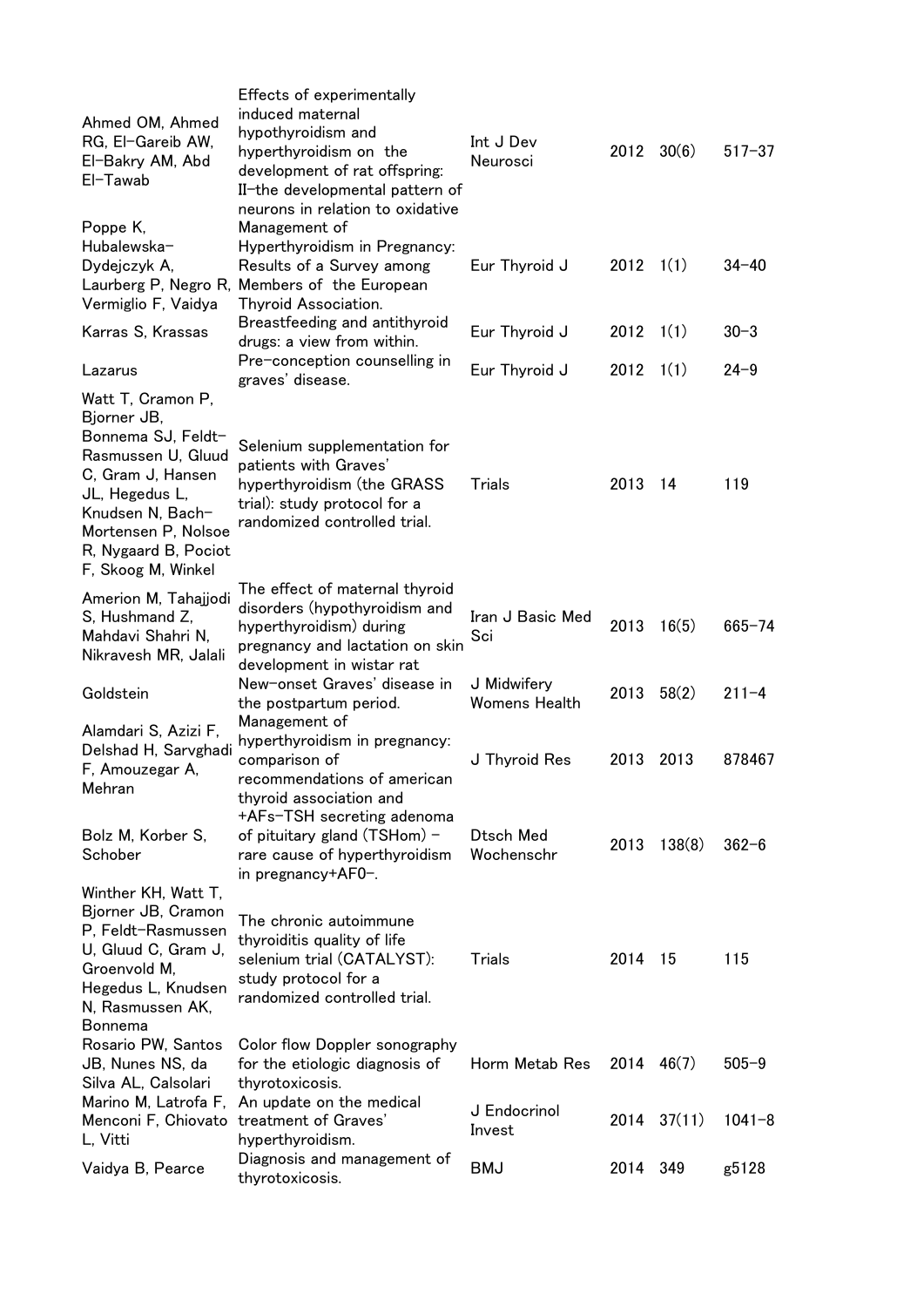| | | | | | |
|---|---|---|---|---|---|
| Ahmed OM, Ahmed RG, El-Gareib AW, El-Bakry AM, Abd El-Tawab | Effects of experimentally induced maternal hypothyroidism and hyperthyroidism on the development of rat offspring: II-the developmental pattern of neurons in relation to oxidative | Int J Dev Neurosci | 2012 | 30(6) | 517-37 |
| Poppe K, Hubalewska-Dydejczyk A, Laurberg P, Negro R, Vermiglio F, Vaidya | Management of Hyperthyroidism in Pregnancy: Results of a Survey among Members of the European Thyroid Association. | Eur Thyroid J | 2012 | 1(1) | 34-40 |
| Karras S, Krassas | Breastfeeding and antithyroid drugs: a view from within. | Eur Thyroid J | 2012 | 1(1) | 30-3 |
| Lazarus | Pre-conception counselling in graves' disease. | Eur Thyroid J | 2012 | 1(1) | 24-9 |
| Watt T, Cramon P, Bjorner JB, Bonnema SJ, Feldt-Rasmussen U, Gluud C, Gram J, Hansen JL, Hegedus L, Knudsen N, Bach-Mortensen P, Nolsoe R, Nygaard B, Pociot F, Skoog M, Winkel | Selenium supplementation for patients with Graves' hyperthyroidism (the GRASS trial): study protocol for a randomized controlled trial. | Trials | 2013 | 14 | 119 |
| Amerion M, Tahajjodi S, Hushmand Z, Mahdavi Shahri N, Nikravesh MR, Jalali | The effect of maternal thyroid disorders (hypothyroidism and hyperthyroidism) during pregnancy and lactation on skin development in wistar rat | Iran J Basic Med Sci | 2013 | 16(5) | 665-74 |
| Goldstein | New-onset Graves' disease in the postpartum period. | J Midwifery Womens Health | 2013 | 58(2) | 211-4 |
| Alamdari S, Azizi F, Delshad H, Sarvghadi F, Amouzegar A, Mehran | Management of hyperthyroidism in pregnancy: comparison of recommendations of american thyroid association and | J Thyroid Res | 2013 | 2013 | 878467 |
| Bolz M, Korber S, Schober | +AFs-TSH secreting adenoma of pituitary gland (TSHom) - rare cause of hyperthyroidism in pregnancy+AF0-. | Dtsch Med Wochenschr | 2013 | 138(8) | 362-6 |
| Winther KH, Watt T, Bjorner JB, Cramon P, Feldt-Rasmussen U, Gluud C, Gram J, Groenvold M, Hegedus L, Knudsen N, Rasmussen AK, Bonnema | The chronic autoimmune thyroiditis quality of life selenium trial (CATALYST): study protocol for a randomized controlled trial. | Trials | 2014 | 15 | 115 |
| Rosario PW, Santos JB, Nunes NS, da Silva AL, Calsolari | Color flow Doppler sonography for the etiologic diagnosis of thyrotoxicosis. | Horm Metab Res | 2014 | 46(7) | 505-9 |
| Marino M, Latrofa F, Menconi F, Chiovato L, Vitti | An update on the medical treatment of Graves' hyperthyroidism. | J Endocrinol Invest | 2014 | 37(11) | 1041-8 |
| Vaidya B, Pearce | Diagnosis and management of thyrotoxicosis. | BMJ | 2014 | 349 | g5128 |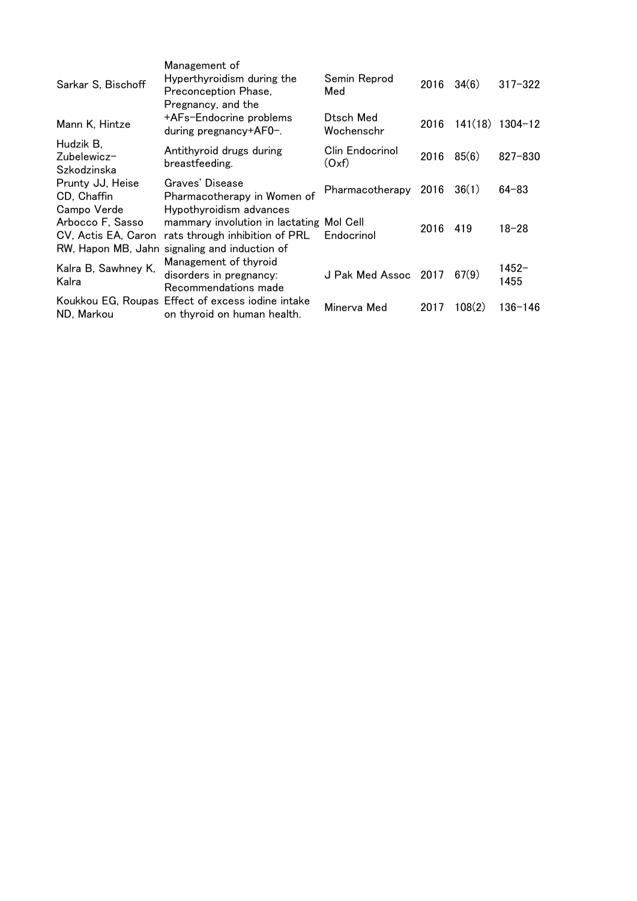| | | | | | |
|---|---|---|---|---|---|
| Sarkar S, Bischoff | Management of Hyperthyroidism during the Preconception Phase, Pregnancy, and the | Semin Reprod Med | 2016 | 34(6) | 317–322 |
| Mann K, Hintze | +AFs–Endocrine problems during pregnancy+AF0–. | Dtsch Med Wochenschr | 2016 | 141(18) | 1304–12 |
| Hudzik B, Zubelewicz–Szkodzinska | Antithyroid drugs during breastfeeding. | Clin Endocrinol (Oxf) | 2016 | 85(6) | 827–830 |
| Prunty JJ, Heise CD, Chaffin | Graves' Disease Pharmacotherapy in Women of | Pharmacotherapy | 2016 | 36(1) | 64–83 |
| Campo Verde Arbocco F, Sasso CV, Actis EA, Caron RW, Hapon MB, Jahn | Hypothyroidism advances mammary involution in lactating rats through inhibition of PRL signaling and induction of | Mol Cell Endocrinol | 2016 | 419 | 18–28 |
| Kalra B, Sawhney K, Kalra | Management of thyroid disorders in pregnancy: Recommendations made | J Pak Med Assoc | 2017 | 67(9) | 1452–1455 |
| Koukkou EG, Roupas ND, Markou | Effect of excess iodine intake on thyroid on human health. | Minerva Med | 2017 | 108(2) | 136–146 |